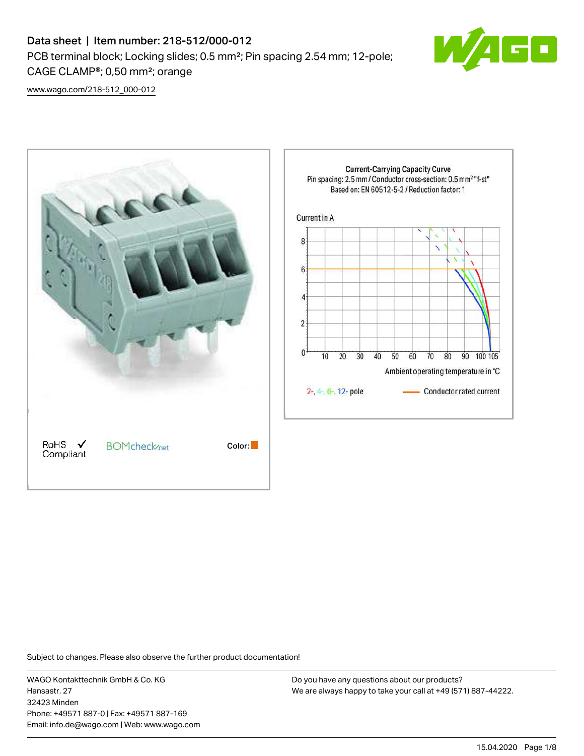# Data sheet | Item number: 218-512/000-012

PCB terminal block; Locking slides; 0.5 mm²; Pin spacing 2.54 mm; 12-pole; CAGE CLAMP®; 0,50 mm²; orange

www.wago.com/218-512_000-012

RoHS Compliant ✓

BOMcheck.net

Color:

Current-Carrying Capacity Curve

Pin spacing: 2.5 mm / Conductor cross-section: 0.5 mm² "f-st"

Based on: EN 60512-5-2 / Reduction factor: 1

Current in A

Ambient operating temperature in °C

2-, 4-, 6-, 12- pole

Conductor rated current

Subject to changes. Please also observe the further product documentation!

WAGO Kontakttechnik GmbH & Co. KG
Hansastr. 27
32423 Minden
Phone: +49571 887-0 | Fax: +49571 887-169
Email: info.de@wago.com | Web: www.wago.com

Do you have any questions about our products?
We are always happy to take your call at +49 (571) 887-44222.

15.04.2020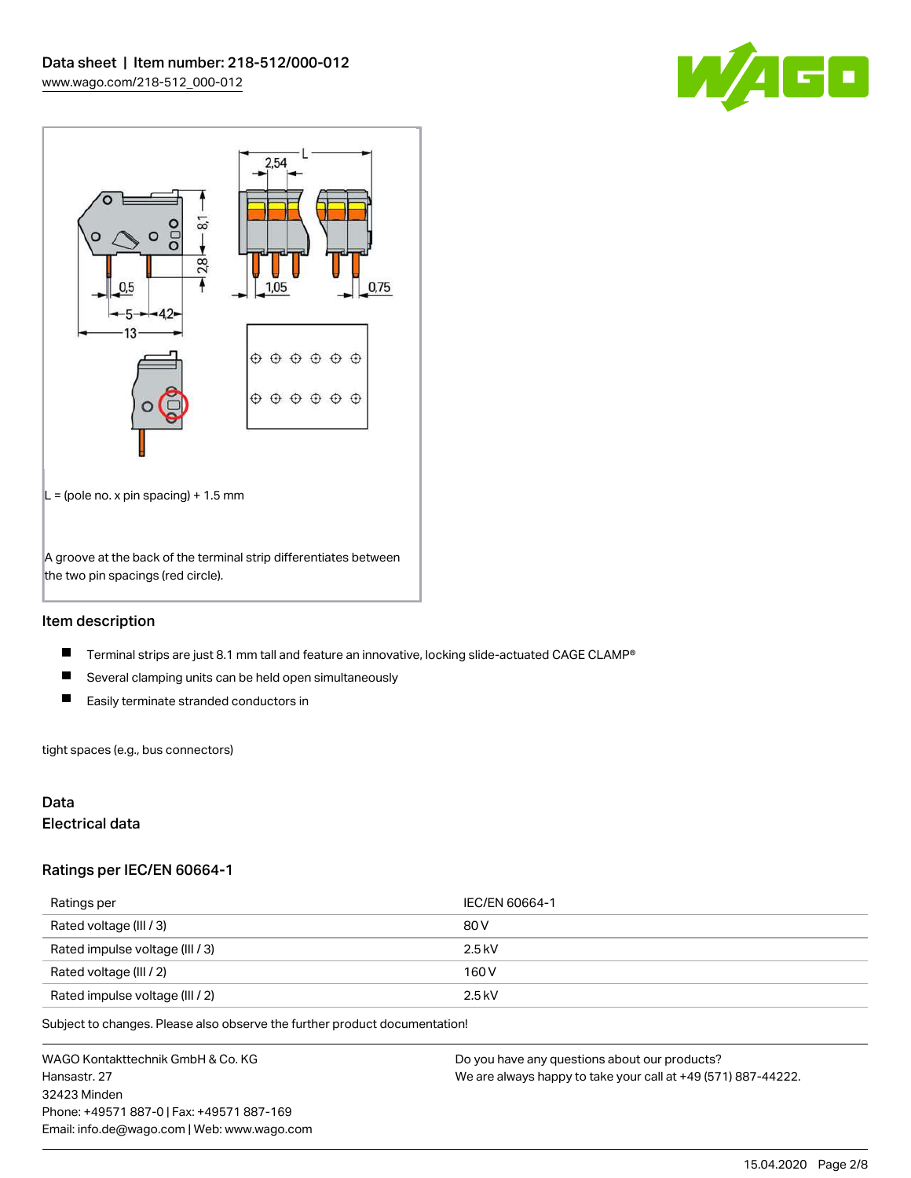L = (pole no. x pin spacing) + 1.5 mm

A groove at the back of the terminal strip differentiates between the two pin spacings (red circle).

## Item description

- Terminal strips are just 8.1 mm tall and feature an innovative, locking slide-actuated CAGE CLAMP®
- Several clamping units can be held open simultaneously
- Easily terminate stranded conductors in

tight spaces (e.g., bus connectors)

## Data

### Electrical data

### Ratings per IEC/EN 60664-1

| Ratings per | IEC/EN 60664-1 |
|---|---|
| Rated voltage (III / 3) | 80 V |
| Rated impulse voltage (III / 3) | 2.5 kV |
| Rated voltage (III / 2) | 160 V |
| Rated impulse voltage (III / 2) | 2.5 kV |

Subject to changes. Please also observe the further product documentation!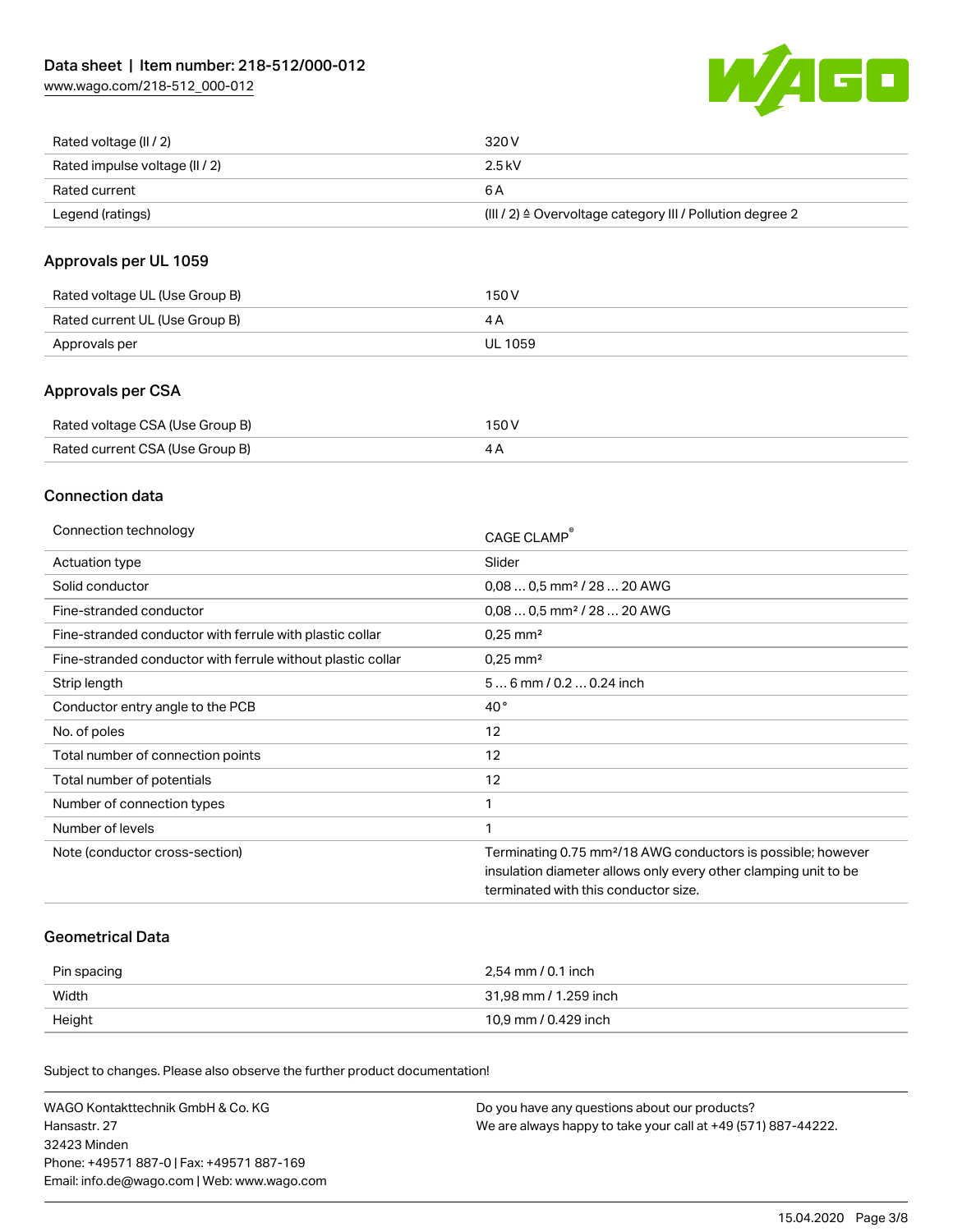| | |
|---|---|
| Rated voltage (II / 2) | 320 V |
| Rated impulse voltage (II / 2) | 2.5 kV |
| Rated current | 6 A |
| Legend (ratings) | (III / 2) ≙ Overvoltage category III / Pollution degree 2 |

## Approvals per UL 1059

| | |
|---|---|
| Rated voltage UL (Use Group B) | 150 V |
| Rated current UL (Use Group B) | 4 A |
| Approvals per | UL 1059 |

## Approvals per CSA

| | |
|---|---|
| Rated voltage CSA (Use Group B) | 150 V |
| Rated current CSA (Use Group B) | 4 A |

## Connection data

| | |
|---|---|
| Connection technology | CAGE CLAMP® |
| Actuation type | Slider |
| Solid conductor | 0,08 … 0,5 mm² / 28 … 20 AWG |
| Fine-stranded conductor | 0,08 … 0,5 mm² / 28 … 20 AWG |
| Fine-stranded conductor with ferrule with plastic collar | 0,25 mm² |
| Fine-stranded conductor with ferrule without plastic collar | 0,25 mm² |
| Strip length | 5 … 6 mm / 0.2 … 0.24 inch |
| Conductor entry angle to the PCB | 40 ° |
| No. of poles | 12 |
| Total number of connection points | 12 |
| Total number of potentials | 12 |
| Number of connection types | 1 |
| Number of levels | 1 |
| Note (conductor cross-section) | Terminating 0.75 mm²/18 AWG conductors is possible; however insulation diameter allows only every other clamping unit to be terminated with this conductor size. |

## Geometrical Data

| | |
|---|---|
| Pin spacing | 2,54 mm / 0.1 inch |
| Width | 31,98 mm / 1.259 inch |
| Height | 10,9 mm / 0.429 inch |

Subject to changes. Please also observe the further product documentation!

WAGO Kontakttechnik GmbH & Co. KG
Hansastr. 27
32423 Minden
Phone: +49571 887-0 | Fax: +49571 887-169
Email: info.de@wago.com | Web: www.wago.com

Do you have any questions about our products?
We are always happy to take your call at +49 (571) 887-44222.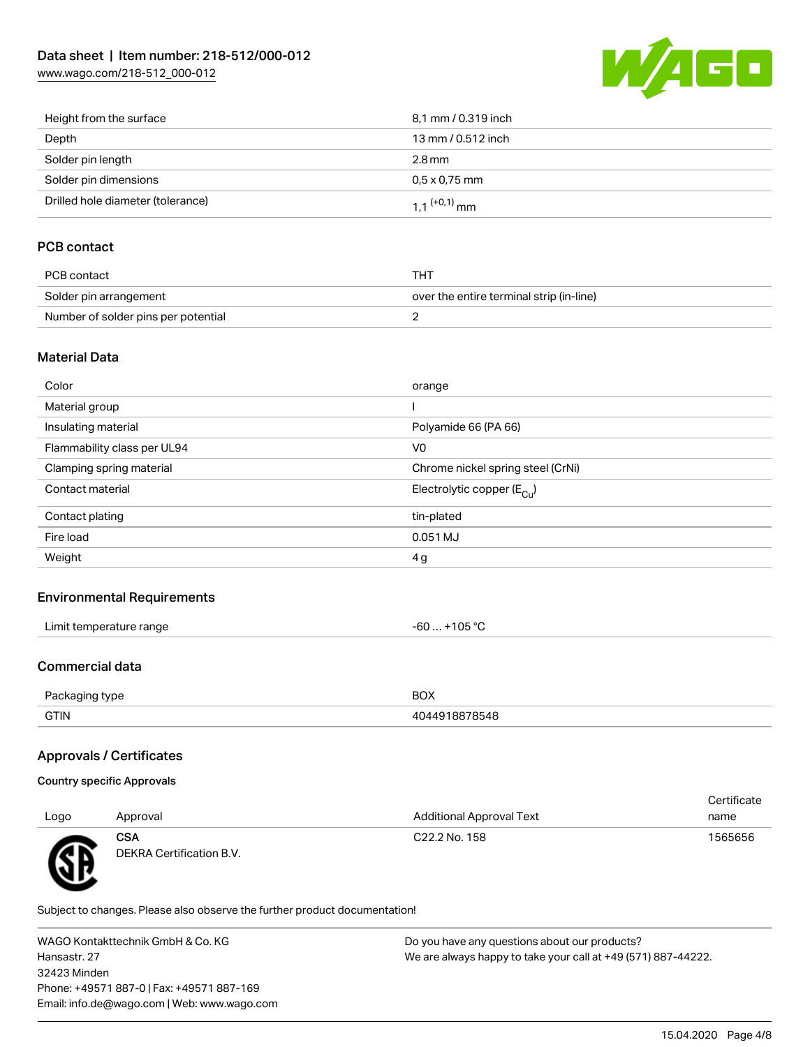| | |
|---|---|
| Height from the surface | 8,1 mm / 0.319 inch |
| Depth | 13 mm / 0.512 inch |
| Solder pin length | 2.8 mm |
| Solder pin dimensions | 0,5 x 0,75 mm |
| Drilled hole diameter (tolerance) | $1{,}1^{(+0{,}1)}$ mm |

## PCB contact

| | |
|---|---|
| PCB contact | THT |
| Solder pin arrangement | over the entire terminal strip (in-line) |
| Number of solder pins per potential | 2 |

## Material Data

| | |
|---|---|
| Color | orange |
| Material group | I |
| Insulating material | Polyamide 66 (PA 66) |
| Flammability class per UL94 | V0 |
| Clamping spring material | Chrome nickel spring steel (CrNi) |
| Contact material | Electrolytic copper ($E_{Cu}$) |
| Contact plating | tin-plated |
| Fire load | 0.051 MJ |
| Weight | 4 g |

## Environmental Requirements

| | |
|---|---|
| Limit temperature range | -60 … +105 °C |

## Commercial data

| | |
|---|---|
| Packaging type | BOX |
| GTIN | 4044918878548 |

## Approvals / Certificates

### Country specific Approvals

| Logo | Approval | Additional Approval Text | Certificate name |
|---|---|---|---|
| | **CSA**<br>DEKRA Certification B.V. | C22.2 No. 158 | 1565656 |

Subject to changes. Please also observe the further product documentation!

WAGO Kontakttechnik GmbH & Co. KG
Hansastr. 27
32423 Minden
Phone: +49571 887-0 | Fax: +49571 887-169
Email: info.de@wago.com | Web: www.wago.com

Do you have any questions about our products?
We are always happy to take your call at +49 (571) 887-44222.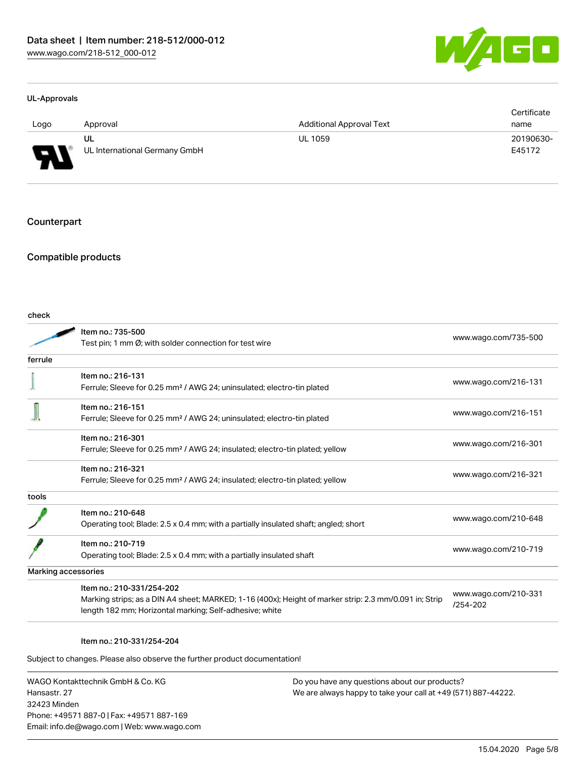### UL-Approvals

| Logo | Approval | Additional Approval Text | Certificate name |
|---|---|---|---|
| | UL<br>UL International Germany GmbH | UL 1059 | 20190630-E45172 |

## Counterpart

## Compatible products

**check**

| | | |
|---|---|---|
| | Item no.: 735-500<br>Test pin; 1 mm Ø; with solder connection for test wire | www.wago.com/735-500 |

**ferrule**

| | | |
|---|---|---|
| | Item no.: 216-131<br>Ferrule; Sleeve for 0.25 mm² / AWG 24; uninsulated; electro-tin plated | www.wago.com/216-131 |
| | Item no.: 216-151<br>Ferrule; Sleeve for 0.25 mm² / AWG 24; uninsulated; electro-tin plated | www.wago.com/216-151 |
| | Item no.: 216-301<br>Ferrule; Sleeve for 0.25 mm² / AWG 24; insulated; electro-tin plated; yellow | www.wago.com/216-301 |
| | Item no.: 216-321<br>Ferrule; Sleeve for 0.25 mm² / AWG 24; insulated; electro-tin plated; yellow | www.wago.com/216-321 |

**tools**

| | | |
|---|---|---|
| | Item no.: 210-648<br>Operating tool; Blade: 2.5 x 0.4 mm; with a partially insulated shaft; angled; short | www.wago.com/210-648 |
| | Item no.: 210-719<br>Operating tool; Blade: 2.5 x 0.4 mm; with a partially insulated shaft | www.wago.com/210-719 |

**Marking accessories**

| | | |
|---|---|---|
| | Item no.: 210-331/254-202<br>Marking strips; as a DIN A4 sheet; MARKED; 1-16 (400x); Height of marker strip: 2.3 mm/0.091 in; Strip length 182 mm; Horizontal marking; Self-adhesive; white | www.wago.com/210-331/254-202 |
| | Item no.: 210-331/254-204 | |

Subject to changes. Please also observe the further product documentation!

WAGO Kontakttechnik GmbH & Co. KG
Hansastr. 27
32423 Minden
Phone: +49571 887-0 | Fax: +49571 887-169
Email: info.de@wago.com | Web: www.wago.com

Do you have any questions about our products?
We are always happy to take your call at +49 (571) 887-44222.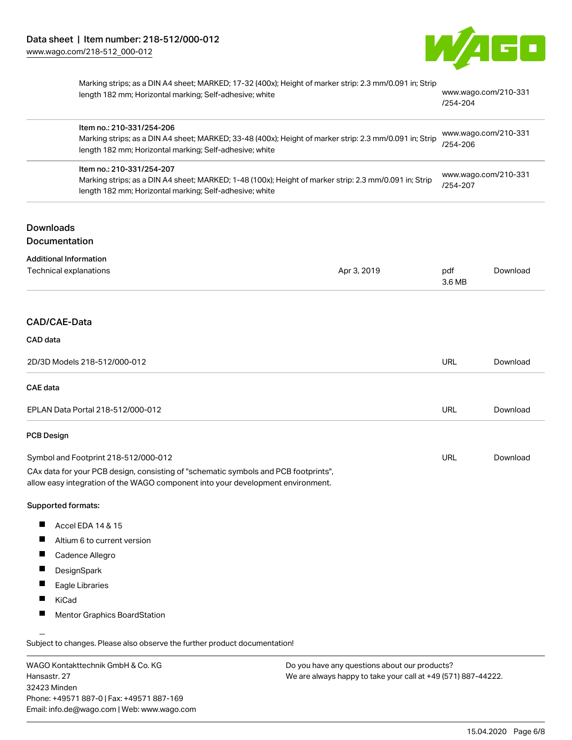| Marking strips; as a DIN A4 sheet; MARKED; 17-32 (400x); Height of marker strip: 2.3 mm/0.091 in; Strip length 182 mm; Horizontal marking; Self-adhesive; white | www.wago.com/210-331/254-204 |
| --- | --- |
| Item no.: 210-331/254-206<br>Marking strips; as a DIN A4 sheet; MARKED; 33-48 (400x); Height of marker strip: 2.3 mm/0.091 in; Strip length 182 mm; Horizontal marking; Self-adhesive; white | www.wago.com/210-331/254-206 |
| Item no.: 210-331/254-207<br>Marking strips; as a DIN A4 sheet; MARKED; 1-48 (100x); Height of marker strip: 2.3 mm/0.091 in; Strip length 182 mm; Horizontal marking; Self-adhesive; white | www.wago.com/210-331/254-207 |

## Downloads

### Documentation

#### Additional Information

| Technical explanations | Apr 3, 2019 | pdf 3.6 MB | Download |
| --- | --- | --- | --- |

### CAD/CAE-Data

#### CAD data

| 2D/3D Models 218-512/000-012 | URL | Download |
| --- | --- | --- |

#### CAE data

| EPLAN Data Portal 218-512/000-012 | URL | Download |
| --- | --- | --- |

#### PCB Design

| Symbol and Footprint 218-512/000-012 | URL | Download |
| --- | --- | --- |

CAx data for your PCB design, consisting of "schematic symbols and PCB footprints", allow easy integration of the WAGO component into your development environment.

**Supported formats:**

- Accel EDA 14 & 15
- Altium 6 to current version
- Cadence Allegro
- DesignSpark
- Eagle Libraries
- KiCad
- Mentor Graphics BoardStation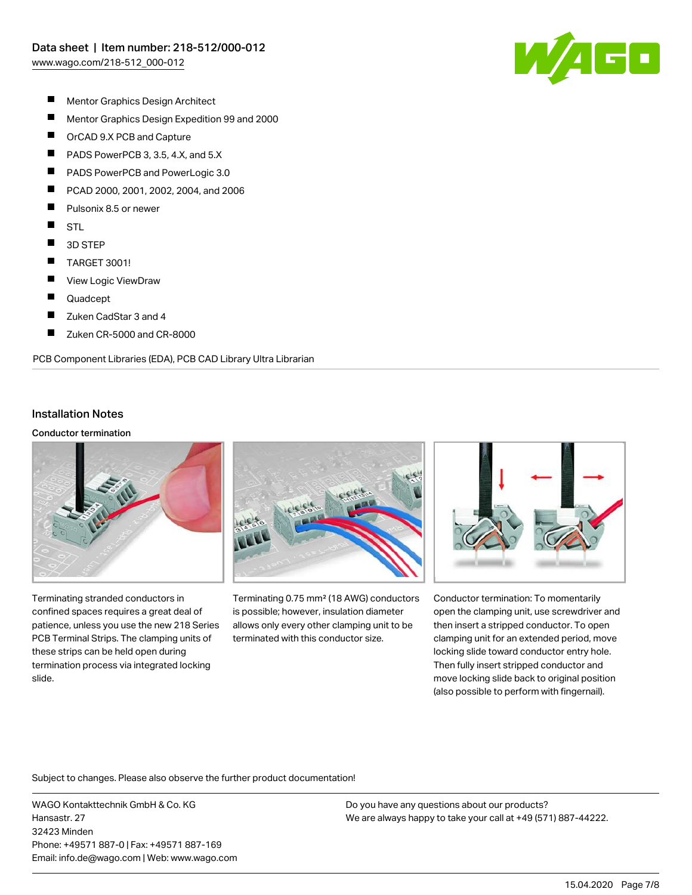- Mentor Graphics Design Architect
- Mentor Graphics Design Expedition 99 and 2000
- OrCAD 9.X PCB and Capture
- PADS PowerPCB 3, 3.5, 4.X, and 5.X
- PADS PowerPCB and PowerLogic 3.0
- PCAD 2000, 2001, 2002, 2004, and 2006
- Pulsonix 8.5 or newer
- STL
- 3D STEP
- TARGET 3001!
- View Logic ViewDraw
- Quadcept
- Zuken CadStar 3 and 4
- Zuken CR-5000 and CR-8000

PCB Component Libraries (EDA), PCB CAD Library Ultra Librarian

## Installation Notes

### Conductor termination

Terminating stranded conductors in confined spaces requires a great deal of patience, unless you use the new 218 Series PCB Terminal Strips. The clamping units of these strips can be held open during termination process via integrated locking slide.

Terminating 0.75 mm² (18 AWG) conductors is possible; however, insulation diameter allows only every other clamping unit to be terminated with this conductor size.

Conductor termination: To momentarily open the clamping unit, use screwdriver and then insert a stripped conductor. To open clamping unit for an extended period, move locking slide toward conductor entry hole. Then fully insert stripped conductor and move locking slide back to original position (also possible to perform with fingernail).

Subject to changes. Please also observe the further product documentation!

WAGO Kontakttechnik GmbH & Co. KG
Hansastr. 27
32423 Minden
Phone: +49571 887-0 | Fax: +49571 887-169
Email: info.de@wago.com | Web: www.wago.com

Do you have any questions about our products?
We are always happy to take your call at +49 (571) 887-44222.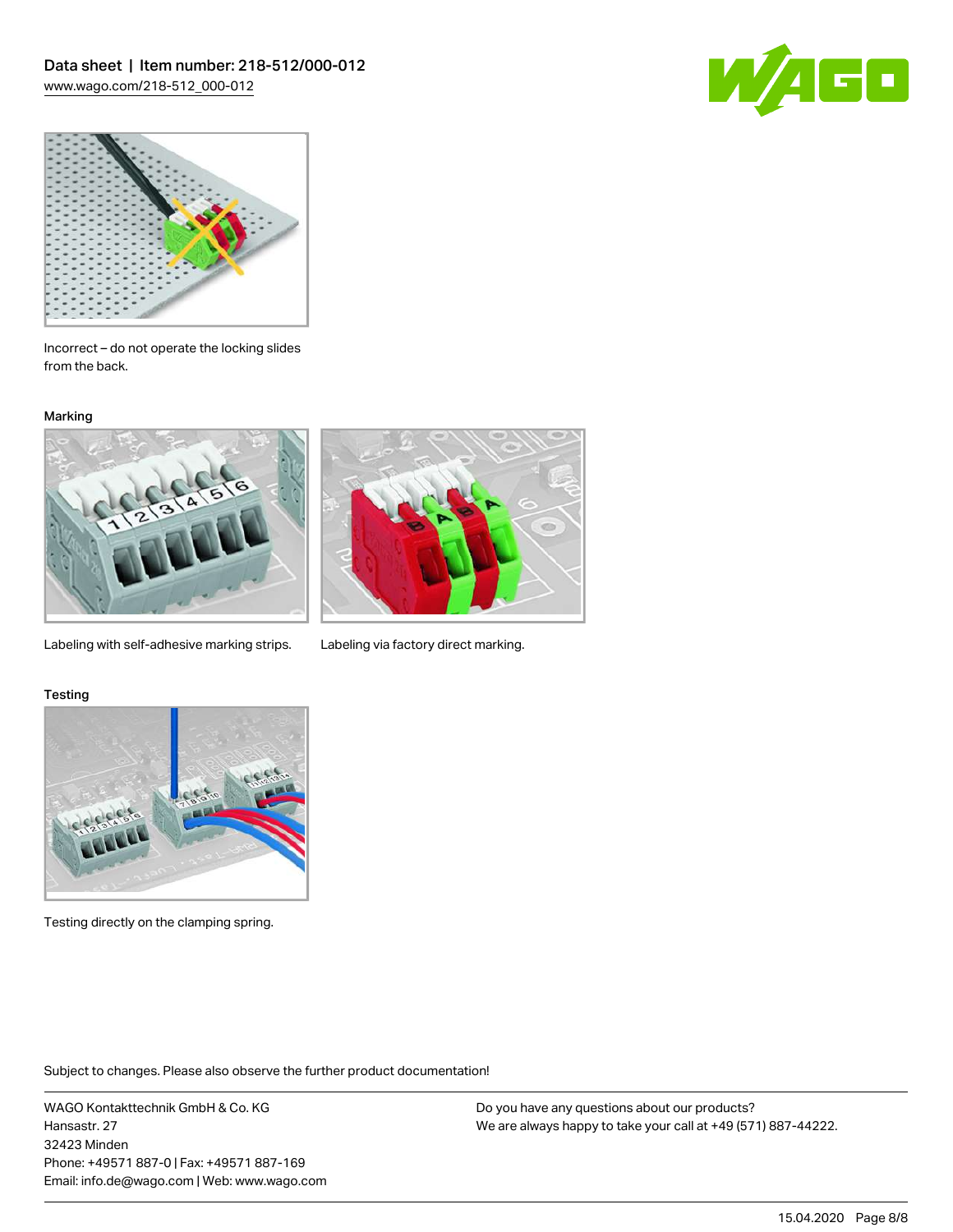Incorrect – do not operate the locking slides from the back.

Marking

Labeling with self-adhesive marking strips.

Labeling via factory direct marking.

Testing

Testing directly on the clamping spring.

Subject to changes. Please also observe the further product documentation!

WAGO Kontakttechnik GmbH & Co. KG
Hansastr. 27
32423 Minden
Phone: +49571 887-0 | Fax: +49571 887-169
Email: info.de@wago.com | Web: www.wago.com

Do you have any questions about our products?
We are always happy to take your call at +49 (571) 887-44222.